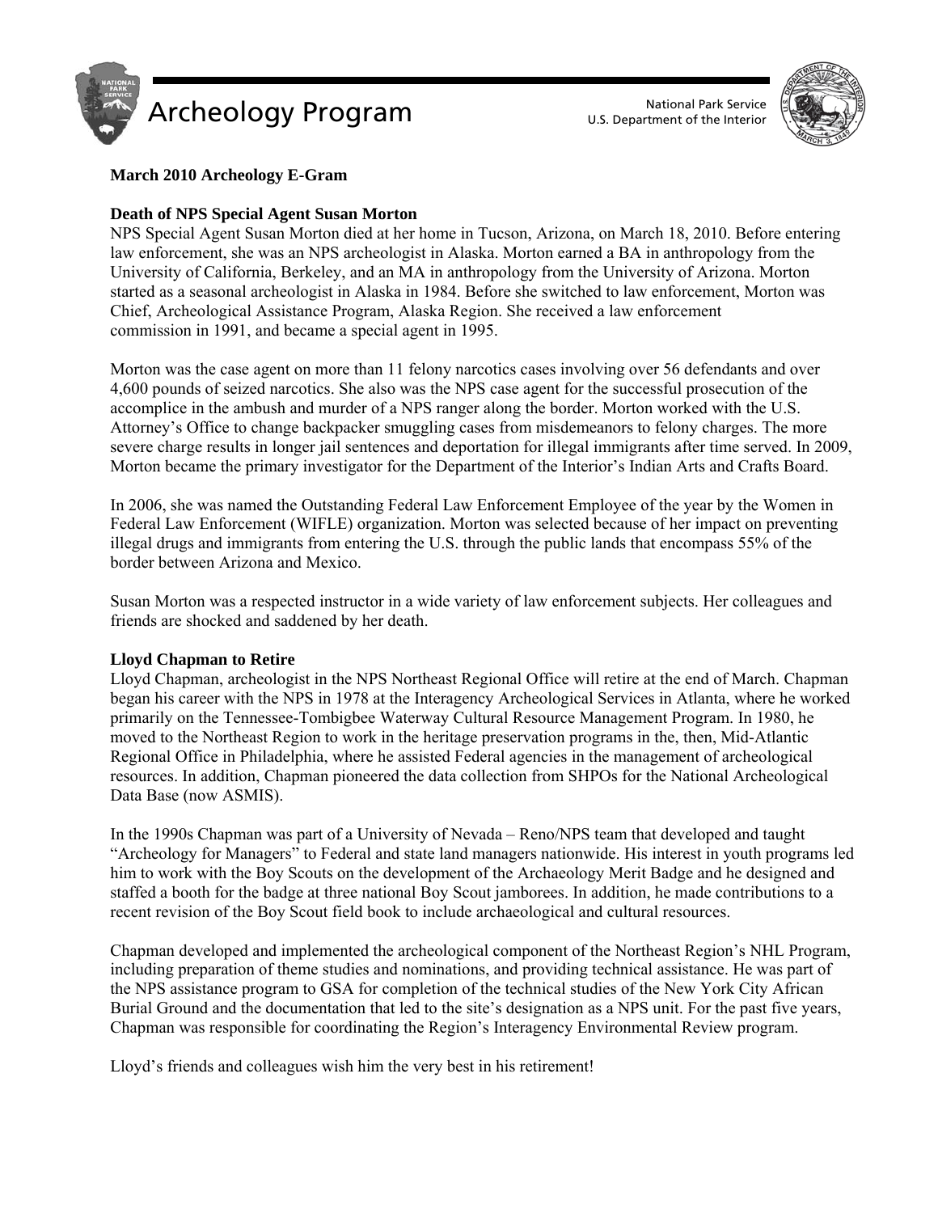Archeology Program

National Park Service
U.S. Department of the Interior

**March 2010 Archeology E-Gram**

**Death of NPS Special Agent Susan Morton**

NPS Special Agent Susan Morton died at her home in Tucson, Arizona, on March 18, 2010. Before entering law enforcement, she was an NPS archeologist in Alaska. Morton earned a BA in anthropology from the University of California, Berkeley, and an MA in anthropology from the University of Arizona. Morton started as a seasonal archeologist in Alaska in 1984. Before she switched to law enforcement, Morton was Chief, Archeological Assistance Program, Alaska Region. She received a law enforcement commission in 1991, and became a special agent in 1995.

Morton was the case agent on more than 11 felony narcotics cases involving over 56 defendants and over 4,600 pounds of seized narcotics. She also was the NPS case agent for the successful prosecution of the accomplice in the ambush and murder of a NPS ranger along the border. Morton worked with the U.S. Attorney's Office to change backpacker smuggling cases from misdemeanors to felony charges. The more severe charge results in longer jail sentences and deportation for illegal immigrants after time served. In 2009, Morton became the primary investigator for the Department of the Interior's Indian Arts and Crafts Board.

In 2006, she was named the Outstanding Federal Law Enforcement Employee of the year by the Women in Federal Law Enforcement (WIFLE) organization. Morton was selected because of her impact on preventing illegal drugs and immigrants from entering the U.S. through the public lands that encompass 55% of the border between Arizona and Mexico.

Susan Morton was a respected instructor in a wide variety of law enforcement subjects. Her colleagues and friends are shocked and saddened by her death.

**Lloyd Chapman to Retire**

Lloyd Chapman, archeologist in the NPS Northeast Regional Office will retire at the end of March. Chapman began his career with the NPS in 1978 at the Interagency Archeological Services in Atlanta, where he worked primarily on the Tennessee-Tombigbee Waterway Cultural Resource Management Program. In 1980, he moved to the Northeast Region to work in the heritage preservation programs in the, then, Mid-Atlantic Regional Office in Philadelphia, where he assisted Federal agencies in the management of archeological resources. In addition, Chapman pioneered the data collection from SHPOs for the National Archeological Data Base (now ASMIS).

In the 1990s Chapman was part of a University of Nevada – Reno/NPS team that developed and taught "Archeology for Managers" to Federal and state land managers nationwide. His interest in youth programs led him to work with the Boy Scouts on the development of the Archaeology Merit Badge and he designed and staffed a booth for the badge at three national Boy Scout jamborees. In addition, he made contributions to a recent revision of the Boy Scout field book to include archaeological and cultural resources.

Chapman developed and implemented the archeological component of the Northeast Region's NHL Program, including preparation of theme studies and nominations, and providing technical assistance. He was part of the NPS assistance program to GSA for completion of the technical studies of the New York City African Burial Ground and the documentation that led to the site's designation as a NPS unit. For the past five years, Chapman was responsible for coordinating the Region's Interagency Environmental Review program.

Lloyd's friends and colleagues wish him the very best in his retirement!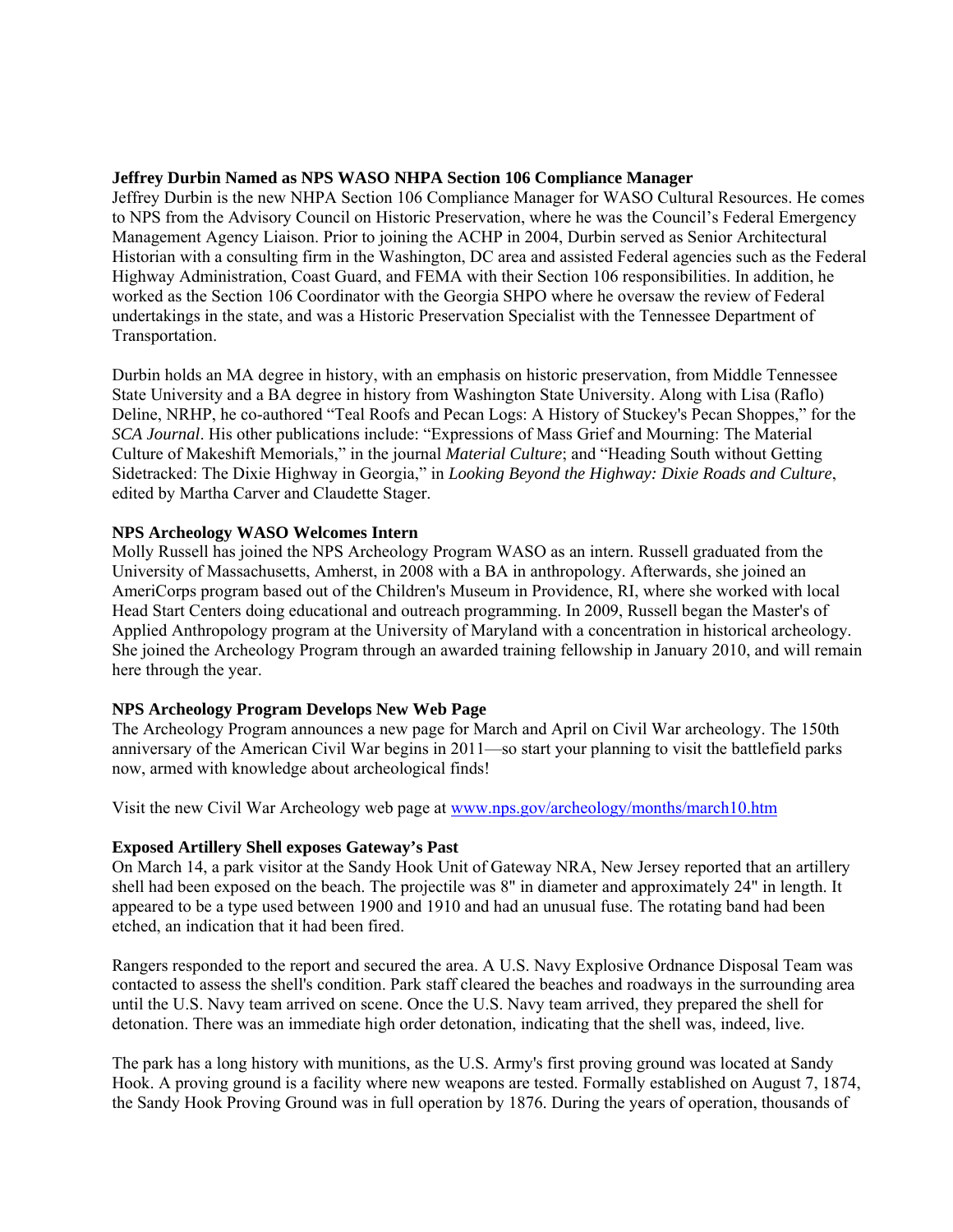**Jeffrey Durbin Named as NPS WASO NHPA Section 106 Compliance Manager**

Jeffrey Durbin is the new NHPA Section 106 Compliance Manager for WASO Cultural Resources. He comes to NPS from the Advisory Council on Historic Preservation, where he was the Council's Federal Emergency Management Agency Liaison. Prior to joining the ACHP in 2004, Durbin served as Senior Architectural Historian with a consulting firm in the Washington, DC area and assisted Federal agencies such as the Federal Highway Administration, Coast Guard, and FEMA with their Section 106 responsibilities. In addition, he worked as the Section 106 Coordinator with the Georgia SHPO where he oversaw the review of Federal undertakings in the state, and was a Historic Preservation Specialist with the Tennessee Department of Transportation.

Durbin holds an MA degree in history, with an emphasis on historic preservation, from Middle Tennessee State University and a BA degree in history from Washington State University. Along with Lisa (Raflo) Deline, NRHP, he co-authored "Teal Roofs and Pecan Logs: A History of Stuckey's Pecan Shoppes," for the *SCA Journal*. His other publications include: "Expressions of Mass Grief and Mourning: The Material Culture of Makeshift Memorials," in the journal *Material Culture*; and "Heading South without Getting Sidetracked: The Dixie Highway in Georgia," in *Looking Beyond the Highway: Dixie Roads and Culture*, edited by Martha Carver and Claudette Stager.

**NPS Archeology WASO Welcomes Intern**

Molly Russell has joined the NPS Archeology Program WASO as an intern. Russell graduated from the University of Massachusetts, Amherst, in 2008 with a BA in anthropology. Afterwards, she joined an AmeriCorps program based out of the Children's Museum in Providence, RI, where she worked with local Head Start Centers doing educational and outreach programming. In 2009, Russell began the Master's of Applied Anthropology program at the University of Maryland with a concentration in historical archeology. She joined the Archeology Program through an awarded training fellowship in January 2010, and will remain here through the year.

**NPS Archeology Program Develops New Web Page**

The Archeology Program announces a new page for March and April on Civil War archeology. The 150th anniversary of the American Civil War begins in 2011—so start your planning to visit the battlefield parks now, armed with knowledge about archeological finds!

Visit the new Civil War Archeology web page at [www.nps.gov/archeology/months/march10.htm](www.nps.gov/archeology/months/march10.htm)

**Exposed Artillery Shell exposes Gateway's Past**

On March 14, a park visitor at the Sandy Hook Unit of Gateway NRA, New Jersey reported that an artillery shell had been exposed on the beach. The projectile was 8" in diameter and approximately 24" in length. It appeared to be a type used between 1900 and 1910 and had an unusual fuse. The rotating band had been etched, an indication that it had been fired.

Rangers responded to the report and secured the area. A U.S. Navy Explosive Ordnance Disposal Team was contacted to assess the shell's condition. Park staff cleared the beaches and roadways in the surrounding area until the U.S. Navy team arrived on scene. Once the U.S. Navy team arrived, they prepared the shell for detonation. There was an immediate high order detonation, indicating that the shell was, indeed, live.

The park has a long history with munitions, as the U.S. Army's first proving ground was located at Sandy Hook. A proving ground is a facility where new weapons are tested. Formally established on August 7, 1874, the Sandy Hook Proving Ground was in full operation by 1876. During the years of operation, thousands of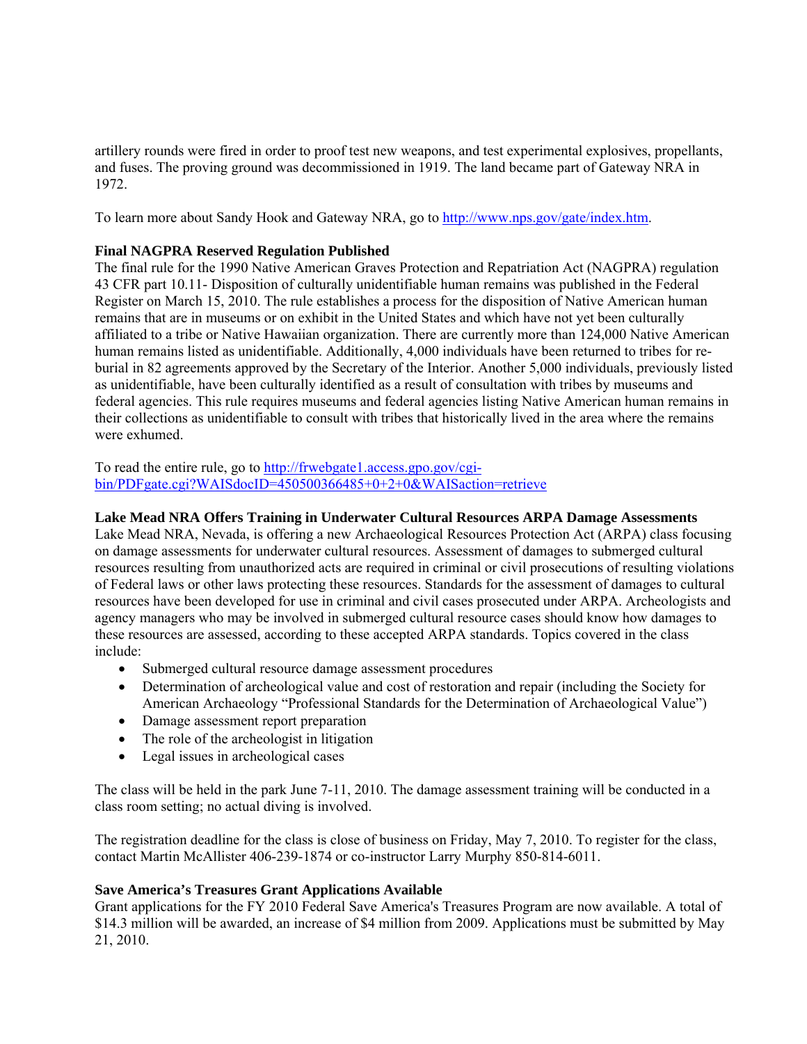artillery rounds were fired in order to proof test new weapons, and test experimental explosives, propellants, and fuses. The proving ground was decommissioned in 1919. The land became part of Gateway NRA in 1972.

To learn more about Sandy Hook and Gateway NRA, go to [http://www.nps.gov/gate/index.htm](http://www.nps.gov/gate/index.htm).

**Final NAGPRA Reserved Regulation Published**

The final rule for the 1990 Native American Graves Protection and Repatriation Act (NAGPRA) regulation 43 CFR part 10.11- Disposition of culturally unidentifiable human remains was published in the Federal Register on March 15, 2010. The rule establishes a process for the disposition of Native American human remains that are in museums or on exhibit in the United States and which have not yet been culturally affiliated to a tribe or Native Hawaiian organization. There are currently more than 124,000 Native American human remains listed as unidentifiable. Additionally, 4,000 individuals have been returned to tribes for re-burial in 82 agreements approved by the Secretary of the Interior. Another 5,000 individuals, previously listed as unidentifiable, have been culturally identified as a result of consultation with tribes by museums and federal agencies. This rule requires museums and federal agencies listing Native American human remains in their collections as unidentifiable to consult with tribes that historically lived in the area where the remains were exhumed.

To read the entire rule, go to [http://frwebgate1.access.gpo.gov/cgi-bin/PDFgate.cgi?WAISdocID=450500366485+0+2+0&WAISaction=retrieve](http://frwebgate1.access.gpo.gov/cgi-bin/PDFgate.cgi?WAISdocID=450500366485+0+2+0&WAISaction=retrieve)

**Lake Mead NRA Offers Training in Underwater Cultural Resources ARPA Damage Assessments**

Lake Mead NRA, Nevada, is offering a new Archaeological Resources Protection Act (ARPA) class focusing on damage assessments for underwater cultural resources. Assessment of damages to submerged cultural resources resulting from unauthorized acts are required in criminal or civil prosecutions of resulting violations of Federal laws or other laws protecting these resources. Standards for the assessment of damages to cultural resources have been developed for use in criminal and civil cases prosecuted under ARPA. Archeologists and agency managers who may be involved in submerged cultural resource cases should know how damages to these resources are assessed, according to these accepted ARPA standards. Topics covered in the class include:

- Submerged cultural resource damage assessment procedures
- Determination of archeological value and cost of restoration and repair (including the Society for American Archaeology "Professional Standards for the Determination of Archaeological Value")
- Damage assessment report preparation
- The role of the archeologist in litigation
- Legal issues in archeological cases

The class will be held in the park June 7-11, 2010. The damage assessment training will be conducted in a class room setting; no actual diving is involved.

The registration deadline for the class is close of business on Friday, May 7, 2010. To register for the class, contact Martin McAllister 406-239-1874 or co-instructor Larry Murphy 850-814-6011.

**Save America's Treasures Grant Applications Available**

Grant applications for the FY 2010 Federal Save America's Treasures Program are now available. A total of $14.3 million will be awarded, an increase of $4 million from 2009. Applications must be submitted by May 21, 2010.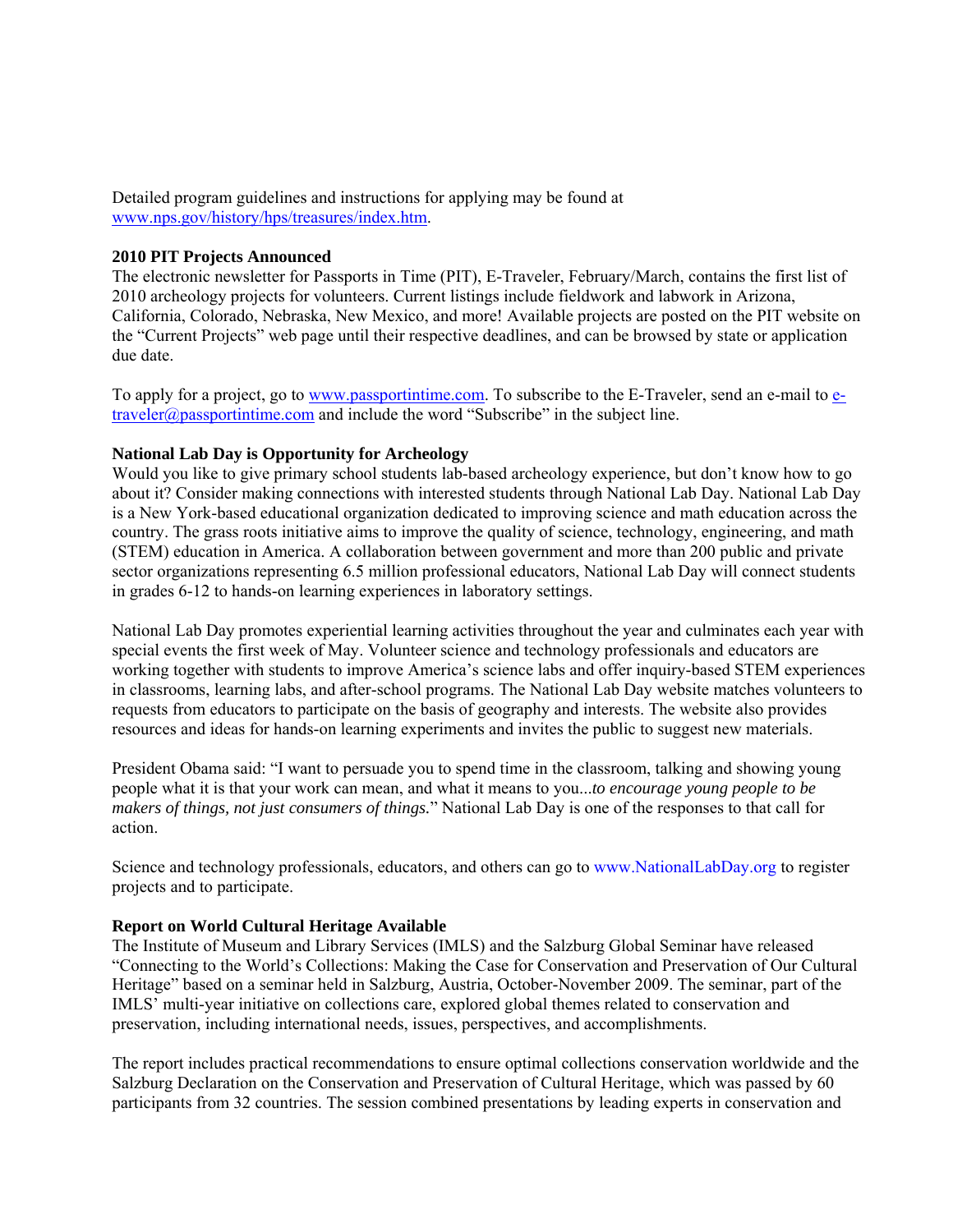Detailed program guidelines and instructions for applying may be found at www.nps.gov/history/hps/treasures/index.htm.

**2010 PIT Projects Announced**

The electronic newsletter for Passports in Time (PIT), E-Traveler, February/March, contains the first list of 2010 archeology projects for volunteers. Current listings include fieldwork and labwork in Arizona, California, Colorado, Nebraska, New Mexico, and more! Available projects are posted on the PIT website on the "Current Projects" web page until their respective deadlines, and can be browsed by state or application due date.

To apply for a project, go to www.passportintime.com. To subscribe to the E-Traveler, send an e-mail to e-traveler@passportintime.com and include the word "Subscribe" in the subject line.

**National Lab Day is Opportunity for Archeology**

Would you like to give primary school students lab-based archeology experience, but don't know how to go about it? Consider making connections with interested students through National Lab Day. National Lab Day is a New York-based educational organization dedicated to improving science and math education across the country. The grass roots initiative aims to improve the quality of science, technology, engineering, and math (STEM) education in America. A collaboration between government and more than 200 public and private sector organizations representing 6.5 million professional educators, National Lab Day will connect students in grades 6-12 to hands-on learning experiences in laboratory settings.

National Lab Day promotes experiential learning activities throughout the year and culminates each year with special events the first week of May. Volunteer science and technology professionals and educators are working together with students to improve America's science labs and offer inquiry-based STEM experiences in classrooms, learning labs, and after-school programs. The National Lab Day website matches volunteers to requests from educators to participate on the basis of geography and interests. The website also provides resources and ideas for hands-on learning experiments and invites the public to suggest new materials.

President Obama said: "I want to persuade you to spend time in the classroom, talking and showing young people what it is that your work can mean, and what it means to you...*to encourage young people to be makers of things, not just consumers of things.*" National Lab Day is one of the responses to that call for action.

Science and technology professionals, educators, and others can go to www.NationalLabDay.org to register projects and to participate.

**Report on World Cultural Heritage Available**

The Institute of Museum and Library Services (IMLS) and the Salzburg Global Seminar have released "Connecting to the World's Collections: Making the Case for Conservation and Preservation of Our Cultural Heritage" based on a seminar held in Salzburg, Austria, October-November 2009. The seminar, part of the IMLS' multi-year initiative on collections care, explored global themes related to conservation and preservation, including international needs, issues, perspectives, and accomplishments.

The report includes practical recommendations to ensure optimal collections conservation worldwide and the Salzburg Declaration on the Conservation and Preservation of Cultural Heritage, which was passed by 60 participants from 32 countries. The session combined presentations by leading experts in conservation and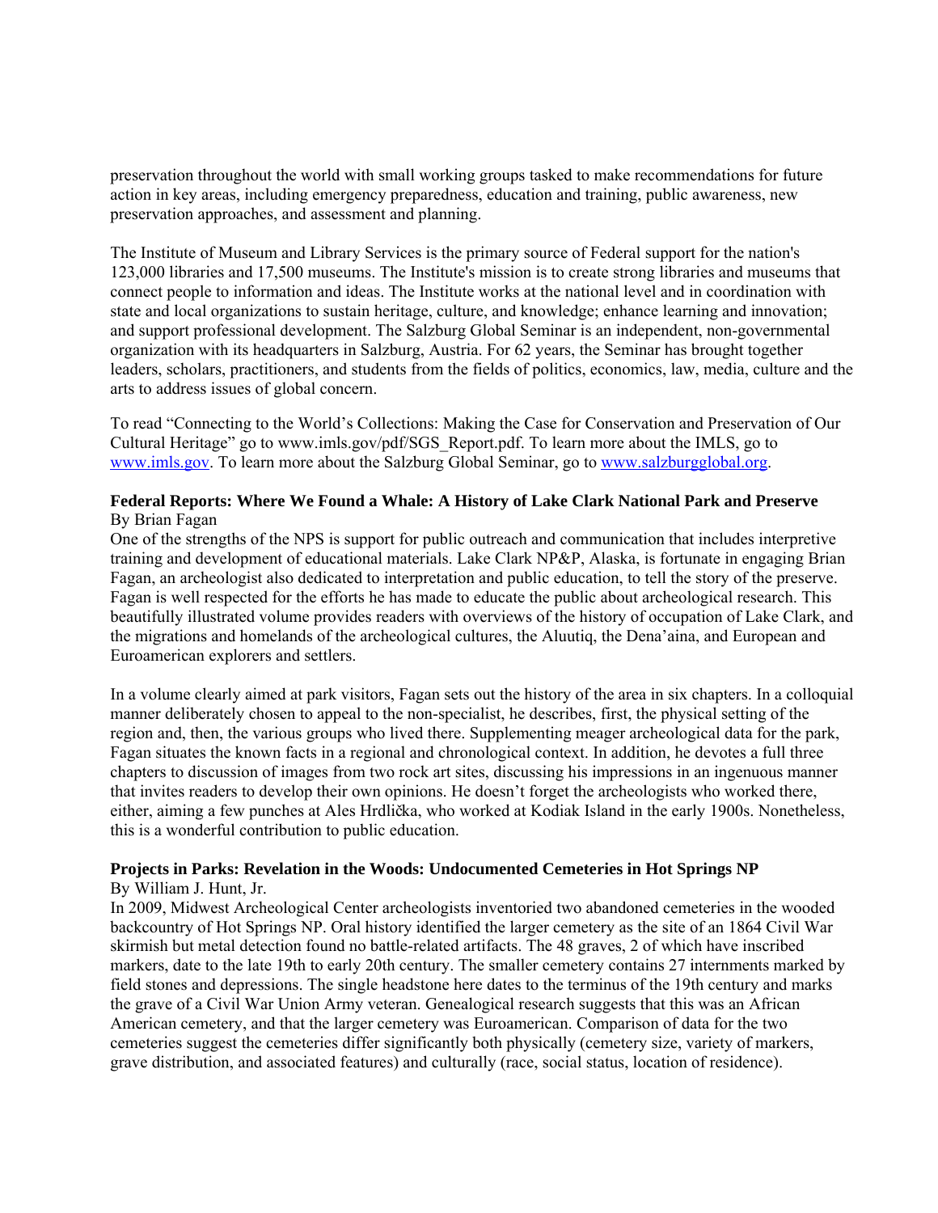preservation throughout the world with small working groups tasked to make recommendations for future action in key areas, including emergency preparedness, education and training, public awareness, new preservation approaches, and assessment and planning.

The Institute of Museum and Library Services is the primary source of Federal support for the nation's 123,000 libraries and 17,500 museums. The Institute's mission is to create strong libraries and museums that connect people to information and ideas. The Institute works at the national level and in coordination with state and local organizations to sustain heritage, culture, and knowledge; enhance learning and innovation; and support professional development. The Salzburg Global Seminar is an independent, non-governmental organization with its headquarters in Salzburg, Austria. For 62 years, the Seminar has brought together leaders, scholars, practitioners, and students from the fields of politics, economics, law, media, culture and the arts to address issues of global concern.

To read "Connecting to the World's Collections: Making the Case for Conservation and Preservation of Our Cultural Heritage" go to www.imls.gov/pdf/SGS_Report.pdf. To learn more about the IMLS, go to [www.imls.gov](http://www.imls.gov). To learn more about the Salzburg Global Seminar, go to [www.salzburgglobal.org](http://www.salzburgglobal.org).

**Federal Reports: Where We Found a Whale: A History of Lake Clark National Park and Preserve**
By Brian Fagan

One of the strengths of the NPS is support for public outreach and communication that includes interpretive training and development of educational materials. Lake Clark NP&P, Alaska, is fortunate in engaging Brian Fagan, an archeologist also dedicated to interpretation and public education, to tell the story of the preserve. Fagan is well respected for the efforts he has made to educate the public about archeological research. This beautifully illustrated volume provides readers with overviews of the history of occupation of Lake Clark, and the migrations and homelands of the archeological cultures, the Aluutiq, the Dena'aina, and European and Euroamerican explorers and settlers.

In a volume clearly aimed at park visitors, Fagan sets out the history of the area in six chapters. In a colloquial manner deliberately chosen to appeal to the non-specialist, he describes, first, the physical setting of the region and, then, the various groups who lived there. Supplementing meager archeological data for the park, Fagan situates the known facts in a regional and chronological context. In addition, he devotes a full three chapters to discussion of images from two rock art sites, discussing his impressions in an ingenuous manner that invites readers to develop their own opinions. He doesn't forget the archeologists who worked there, either, aiming a few punches at Ales Hrdlička, who worked at Kodiak Island in the early 1900s. Nonetheless, this is a wonderful contribution to public education.

**Projects in Parks: Revelation in the Woods: Undocumented Cemeteries in Hot Springs NP**
By William J. Hunt, Jr.

In 2009, Midwest Archeological Center archeologists inventoried two abandoned cemeteries in the wooded backcountry of Hot Springs NP. Oral history identified the larger cemetery as the site of an 1864 Civil War skirmish but metal detection found no battle-related artifacts. The 48 graves, 2 of which have inscribed markers, date to the late 19th to early 20th century. The smaller cemetery contains 27 internments marked by field stones and depressions. The single headstone here dates to the terminus of the 19th century and marks the grave of a Civil War Union Army veteran. Genealogical research suggests that this was an African American cemetery, and that the larger cemetery was Euroamerican. Comparison of data for the two cemeteries suggest the cemeteries differ significantly both physically (cemetery size, variety of markers, grave distribution, and associated features) and culturally (race, social status, location of residence).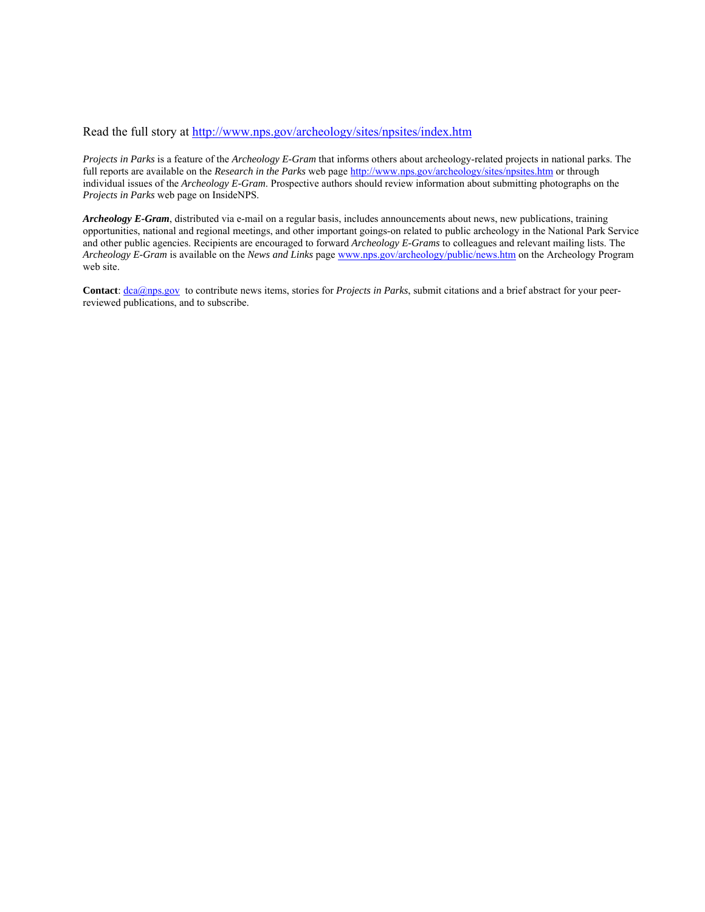Read the full story at [http://www.nps.gov/archeology/sites/npsites/index.htm](http://www.nps.gov/archeology/sites/npsites/index.htm)

*Projects in Parks* is a feature of the *Archeology E-Gram* that informs others about archeology-related projects in national parks. The full reports are available on the *Research in the Parks* web page [http://www.nps.gov/archeology/sites/npsites.htm](http://www.nps.gov/archeology/sites/npsites.htm) or through individual issues of the *Archeology E-Gram*. Prospective authors should review information about submitting photographs on the *Projects in Parks* web page on InsideNPS.

***Archeology E-Gram***, distributed via e-mail on a regular basis, includes announcements about news, new publications, training opportunities, national and regional meetings, and other important goings-on related to public archeology in the National Park Service and other public agencies. Recipients are encouraged to forward *Archeology E-Grams* to colleagues and relevant mailing lists. The *Archeology E-Gram* is available on the *News and Links* page [www.nps.gov/archeology/public/news.htm](http://www.nps.gov/archeology/public/news.htm) on the Archeology Program web site.

**Contact**: [dca@nps.gov](mailto:dca@nps.gov) to contribute news items, stories for *Projects in Parks*, submit citations and a brief abstract for your peer-reviewed publications, and to subscribe.